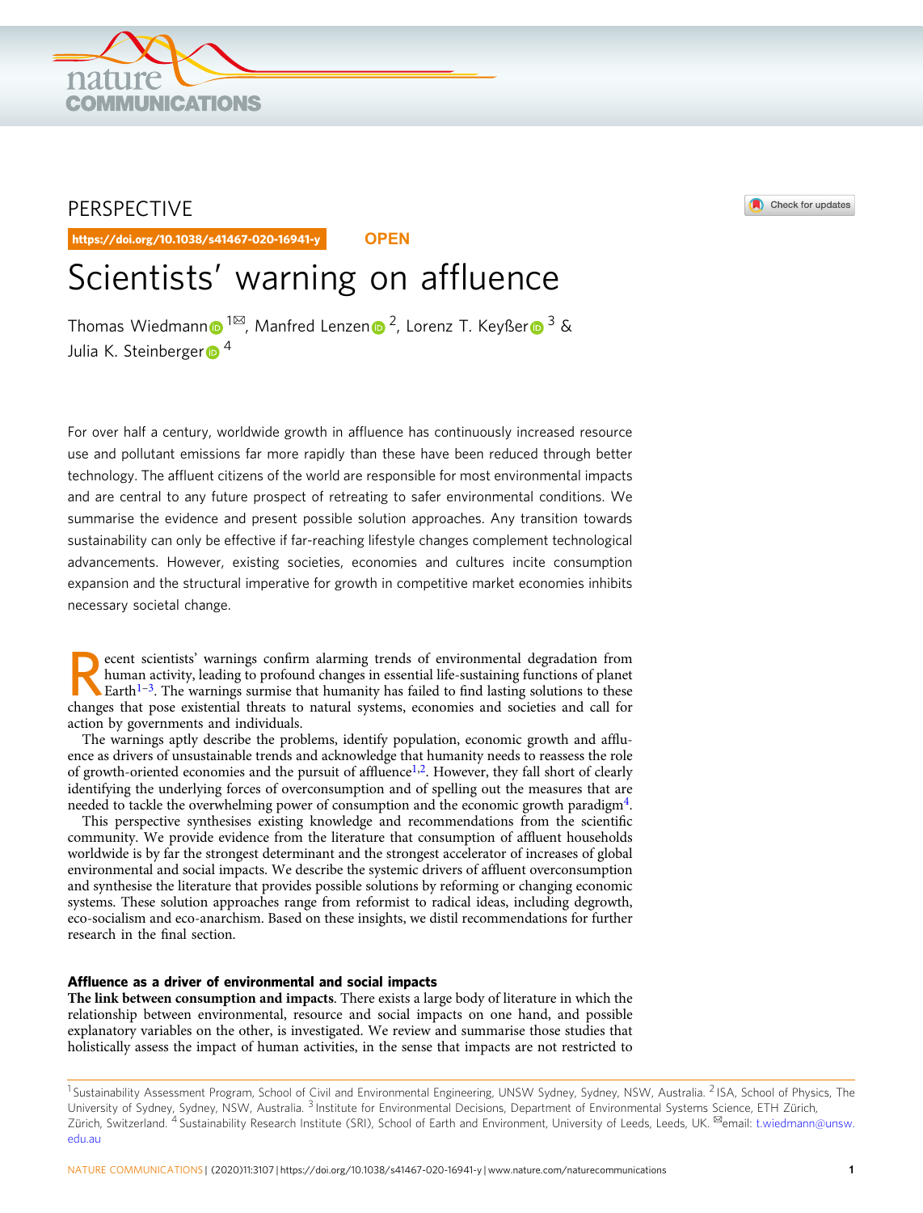PERSPECTIVE

https://doi.org/10.1038/s41467-020-16941-y OPEN

# Scientists' warning on affluence

Thomas Wiedmann[1✉], Manfred Lenzen[2], Lorenz T. Keyßer[3] & Julia K. Steinberger[4]

For over half a century, worldwide growth in affluence has continuously increased resource use and pollutant emissions far more rapidly than these have been reduced through better technology. The affluent citizens of the world are responsible for most environmental impacts and are central to any future prospect of retreating to safer environmental conditions. We summarise the evidence and present possible solution approaches. Any transition towards sustainability can only be effective if far-reaching lifestyle changes complement technological advancements. However, existing societies, economies and cultures incite consumption expansion and the structural imperative for growth in competitive market economies inhibits necessary societal change.

Recent scientists' warnings confirm alarming trends of environmental degradation from human activity, leading to profound changes in essential life-sustaining functions of planet Earth[1–3]. The warnings surmise that humanity has failed to find lasting solutions to these changes that pose existential threats to natural systems, economies and societies and call for action by governments and individuals.

The warnings aptly describe the problems, identify population, economic growth and affluence as drivers of unsustainable trends and acknowledge that humanity needs to reassess the role of growth-oriented economies and the pursuit of affluence[1,2]. However, they fall short of clearly identifying the underlying forces of overconsumption and of spelling out the measures that are needed to tackle the overwhelming power of consumption and the economic growth paradigm[4].

This perspective synthesises existing knowledge and recommendations from the scientific community. We provide evidence from the literature that consumption of affluent households worldwide is by far the strongest determinant and the strongest accelerator of increases of global environmental and social impacts. We describe the systemic drivers of affluent overconsumption and synthesise the literature that provides possible solutions by reforming or changing economic systems. These solution approaches range from reformist to radical ideas, including degrowth, eco-socialism and eco-anarchism. Based on these insights, we distil recommendations for further research in the final section.

## Affluence as a driver of environmental and social impacts

**The link between consumption and impacts**. There exists a large body of literature in which the relationship between environmental, resource and social impacts on one hand, and possible explanatory variables on the other, is investigated. We review and summarise those studies that holistically assess the impact of human activities, in the sense that impacts are not restricted to

[1] Sustainability Assessment Program, School of Civil and Environmental Engineering, UNSW Sydney, Sydney, NSW, Australia. [2] ISA, School of Physics, The University of Sydney, Sydney, NSW, Australia. [3] Institute for Environmental Decisions, Department of Environmental Systems Science, ETH Zürich, Zürich, Switzerland. [4] Sustainability Research Institute (SRI), School of Earth and Environment, University of Leeds, Leeds, UK. ✉email: t.wiedmann@unsw.edu.au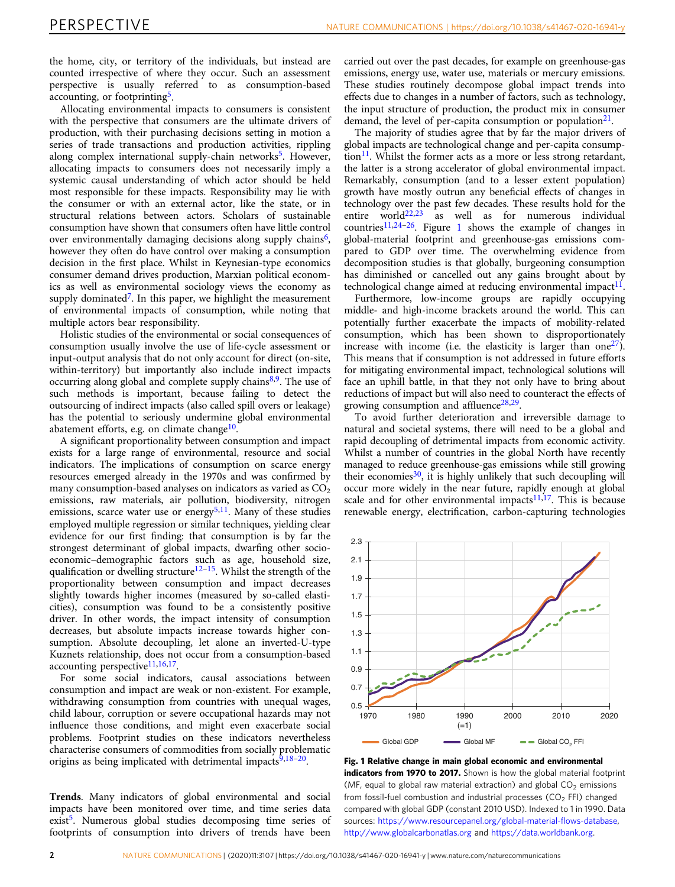the home, city, or territory of the individuals, but instead are counted irrespective of where they occur. Such an assessment perspective is usually referred to as consumption-based accounting, or footprinting[5].

Allocating environmental impacts to consumers is consistent with the perspective that consumers are the ultimate drivers of production, with their purchasing decisions setting in motion a series of trade transactions and production activities, rippling along complex international supply-chain networks[5]. However, allocating impacts to consumers does not necessarily imply a systemic causal understanding of which actor should be held most responsible for these impacts. Responsibility may lie with the consumer or with an external actor, like the state, or in structural relations between actors. Scholars of sustainable consumption have shown that consumers often have little control over environmentally damaging decisions along supply chains[6], however they often do have control over making a consumption decision in the first place. Whilst in Keynesian-type economics consumer demand drives production, Marxian political economics as well as environmental sociology views the economy as supply dominated[7]. In this paper, we highlight the measurement of environmental impacts of consumption, while noting that multiple actors bear responsibility.

Holistic studies of the environmental or social consequences of consumption usually involve the use of life-cycle assessment or input-output analysis that do not only account for direct (on-site, within-territory) but importantly also include indirect impacts occurring along global and complete supply chains[8,9]. The use of such methods is important, because failing to detect the outsourcing of indirect impacts (also called spill overs or leakage) has the potential to seriously undermine global environmental abatement efforts, e.g. on climate change[10].

A significant proportionality between consumption and impact exists for a large range of environmental, resource and social indicators. The implications of consumption on scarce energy resources emerged already in the 1970s and was confirmed by many consumption-based analyses on indicators as varied as $CO_2$ emissions, raw materials, air pollution, biodiversity, nitrogen emissions, scarce water use or energy[5,11]. Many of these studies employed multiple regression or similar techniques, yielding clear evidence for our first finding: that consumption is by far the strongest determinant of global impacts, dwarfing other socio-economic–demographic factors such as age, household size, qualification or dwelling structure[12–15]. Whilst the strength of the proportionality between consumption and impact decreases slightly towards higher incomes (measured by so-called elasticities), consumption was found to be a consistently positive driver. In other words, the impact intensity of consumption decreases, but absolute impacts increase towards higher consumption. Absolute decoupling, let alone an inverted-U-type Kuznets relationship, does not occur from a consumption-based accounting perspective[11,16,17].

For some social indicators, causal associations between consumption and impact are weak or non-existent. For example, withdrawing consumption from countries with unequal wages, child labour, corruption or severe occupational hazards may not influence those conditions, and might even exacerbate social problems. Footprint studies on these indicators nevertheless characterise consumers of commodities from socially problematic origins as being implicated with detrimental impacts[9,18–20].

**Trends**. Many indicators of global environmental and social impacts have been monitored over time, and time series data exist[5]. Numerous global studies decomposing time series of footprints of consumption into drivers of trends have been carried out over the past decades, for example on greenhouse-gas emissions, energy use, water use, materials or mercury emissions. These studies routinely decompose global impact trends into effects due to changes in a number of factors, such as technology, the input structure of production, the product mix in consumer demand, the level of per-capita consumption or population[21].

The majority of studies agree that by far the major drivers of global impacts are technological change and per-capita consumption[11]. Whilst the former acts as a more or less strong retardant, the latter is a strong accelerator of global environmental impact. Remarkably, consumption (and to a lesser extent population) growth have mostly outrun any beneficial effects of changes in technology over the past few decades. These results hold for the entire world[22,23] as well as for numerous individual countries[11,24–26]. Figure 1 shows the example of changes in global-material footprint and greenhouse-gas emissions compared to GDP over time. The overwhelming evidence from decomposition studies is that globally, burgeoning consumption has diminished or cancelled out any gains brought about by technological change aimed at reducing environmental impact[11].

Furthermore, low-income groups are rapidly occupying middle- and high-income brackets around the world. This can potentially further exacerbate the impacts of mobility-related consumption, which has been shown to disproportionately increase with income (i.e. the elasticity is larger than one[27]). This means that if consumption is not addressed in future efforts for mitigating environmental impact, technological solutions will face an uphill battle, in that they not only have to bring about reductions of impact but will also need to counteract the effects of growing consumption and affluence[28,29].

To avoid further deterioration and irreversible damage to natural and societal systems, there will need to be a global and rapid decoupling of detrimental impacts from economic activity. Whilst a number of countries in the global North have recently managed to reduce greenhouse-gas emissions while still growing their economies[30], it is highly unlikely that such decoupling will occur more widely in the near future, rapidly enough at global scale and for other environmental impacts[11,17]. This is because renewable energy, electrification, carbon-capturing technologies

**Fig. 1 Relative change in main global economic and environmental indicators from 1970 to 2017.** Shown is how the global material footprint (MF, equal to global raw material extraction) and global $CO_2$ emissions from fossil-fuel combustion and industrial processes ($CO_2$ FFI) changed compared with global GDP (constant 2010 USD). Indexed to 1 in 1990. Data sources: https://www.resourcepanel.org/global-material-flows-database, http://www.globalcarbonatlas.org and https://data.worldbank.org.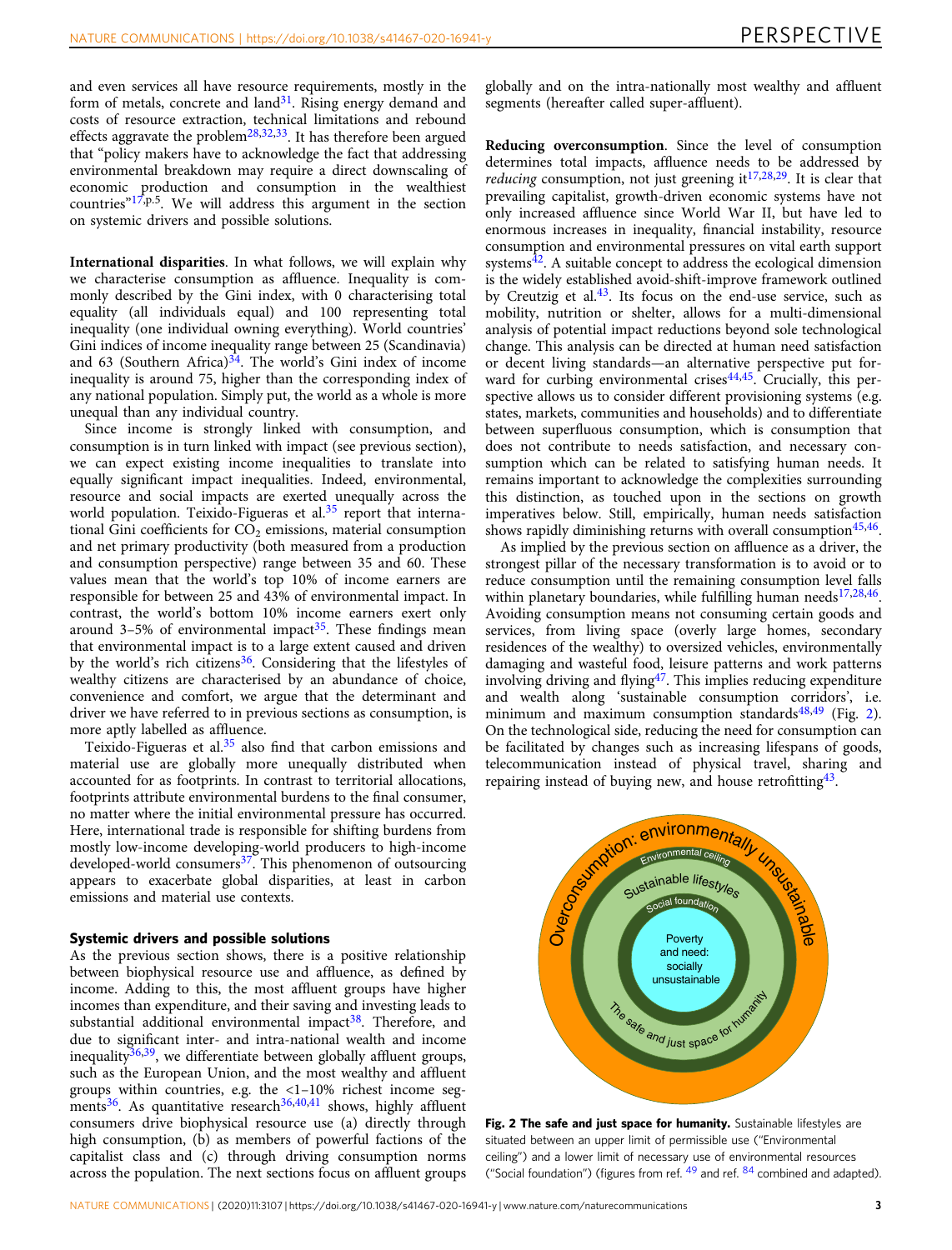and even services all have resource requirements, mostly in the form of metals, concrete and land[31]. Rising energy demand and costs of resource extraction, technical limitations and rebound effects aggravate the problem[28,32,33]. It has therefore been argued that "policy makers have to acknowledge the fact that addressing environmental breakdown may require a direct downscaling of economic production and consumption in the wealthiest countries"[17,p.5]. We will address this argument in the section on systemic drivers and possible solutions.

**International disparities**. In what follows, we will explain why we characterise consumption as affluence. Inequality is commonly described by the Gini index, with 0 characterising total equality (all individuals equal) and 100 representing total inequality (one individual owning everything). World countries' Gini indices of income inequality range between 25 (Scandinavia) and 63 (Southern Africa)[34]. The world's Gini index of income inequality is around 75, higher than the corresponding index of any national population. Simply put, the world as a whole is more unequal than any individual country.

Since income is strongly linked with consumption, and consumption is in turn linked with impact (see previous section), we can expect existing income inequalities to translate into equally significant impact inequalities. Indeed, environmental, resource and social impacts are exerted unequally across the world population. Teixido-Figueras et al.[35] report that international Gini coefficients for $CO_2$ emissions, material consumption and net primary productivity (both measured from a production and consumption perspective) range between 35 and 60. These values mean that the world's top 10% of income earners are responsible for between 25 and 43% of environmental impact. In contrast, the world's bottom 10% income earners exert only around 3–5% of environmental impact[35]. These findings mean that environmental impact is to a large extent caused and driven by the world's rich citizens[36]. Considering that the lifestyles of wealthy citizens are characterised by an abundance of choice, convenience and comfort, we argue that the determinant and driver we have referred to in previous sections as consumption, is more aptly labelled as affluence.

Teixido-Figueras et al.[35] also find that carbon emissions and material use are globally more unequally distributed when accounted for as footprints. In contrast to territorial allocations, footprints attribute environmental burdens to the final consumer, no matter where the initial environmental pressure has occurred. Here, international trade is responsible for shifting burdens from mostly low-income developing-world producers to high-income developed-world consumers[37]. This phenomenon of outsourcing appears to exacerbate global disparities, at least in carbon emissions and material use contexts.

## Systemic drivers and possible solutions

As the previous section shows, there is a positive relationship between biophysical resource use and affluence, as defined by income. Adding to this, the most affluent groups have higher incomes than expenditure, and their saving and investing leads to substantial additional environmental impact[38]. Therefore, and due to significant inter- and intra-national wealth and income inequality[36,39], we differentiate between globally affluent groups, such as the European Union, and the most wealthy and affluent groups within countries, e.g. the <1–10% richest income segments[36]. As quantitative research[36,40,41] shows, highly affluent consumers drive biophysical resource use (a) directly through high consumption, (b) as members of powerful factions of the capitalist class and (c) through driving consumption norms across the population. The next sections focus on affluent groups globally and on the intra-nationally most wealthy and affluent segments (hereafter called super-affluent).

**Reducing overconsumption**. Since the level of consumption determines total impacts, affluence needs to be addressed by *reducing* consumption, not just greening it[17,28,29]. It is clear that prevailing capitalist, growth-driven economic systems have not only increased affluence since World War II, but have led to enormous increases in inequality, financial instability, resource consumption and environmental pressures on vital earth support systems[42]. A suitable concept to address the ecological dimension is the widely established avoid-shift-improve framework outlined by Creutzig et al.[43]. Its focus on the end-use service, such as mobility, nutrition or shelter, allows for a multi-dimensional analysis of potential impact reductions beyond sole technological change. This analysis can be directed at human need satisfaction or decent living standards—an alternative perspective put forward for curbing environmental crises[44,45]. Crucially, this perspective allows us to consider different provisioning systems (e.g. states, markets, communities and households) and to differentiate between superfluous consumption, which is consumption that does not contribute to needs satisfaction, and necessary consumption which can be related to satisfying human needs. It remains important to acknowledge the complexities surrounding this distinction, as touched upon in the sections on growth imperatives below. Still, empirically, human needs satisfaction shows rapidly diminishing returns with overall consumption[45,46].

As implied by the previous section on affluence as a driver, the strongest pillar of the necessary transformation is to avoid or to reduce consumption until the remaining consumption level falls within planetary boundaries, while fulfilling human needs[17,28,46]. Avoiding consumption means not consuming certain goods and services, from living space (overly large homes, secondary residences of the wealthy) to oversized vehicles, environmentally damaging and wasteful food, leisure patterns and work patterns involving driving and flying[47]. This implies reducing expenditure and wealth along 'sustainable consumption corridors', i.e. minimum and maximum consumption standards[48,49] (Fig. 2). On the technological side, reducing the need for consumption can be facilitated by changes such as increasing lifespans of goods, telecommunication instead of physical travel, sharing and repairing instead of buying new, and house retrofitting[43].

**Fig. 2 The safe and just space for humanity.** Sustainable lifestyles are situated between an upper limit of permissible use ("Environmental ceiling") and a lower limit of necessary use of environmental resources ("Social foundation") (figures from ref. 49 and ref. 84 combined and adapted).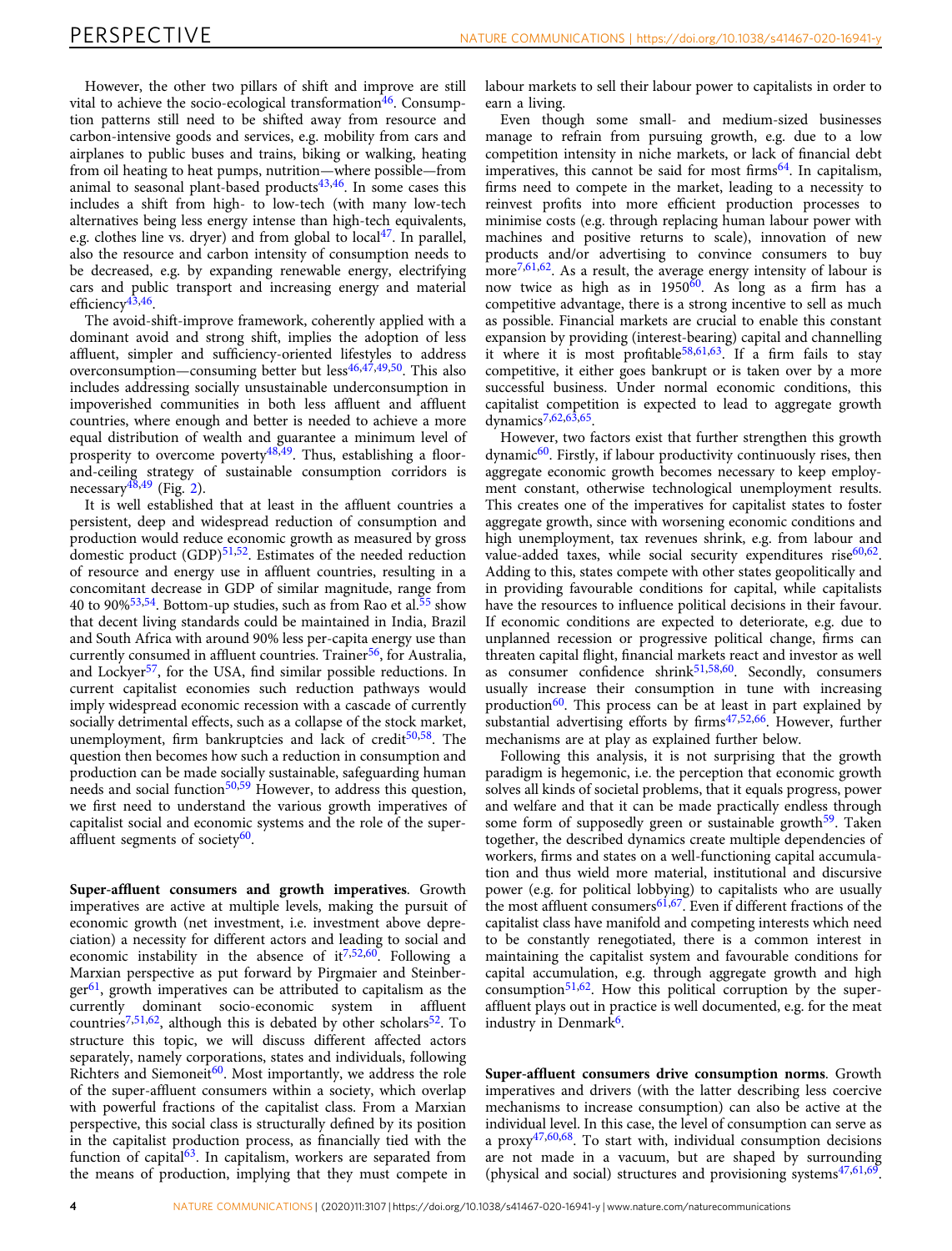However, the other two pillars of shift and improve are still vital to achieve the socio-ecological transformation[46]. Consumption patterns still need to be shifted away from resource and carbon-intensive goods and services, e.g. mobility from cars and airplanes to public buses and trains, biking or walking, heating from oil heating to heat pumps, nutrition—where possible—from animal to seasonal plant-based products[43,46]. In some cases this includes a shift from high- to low-tech (with many low-tech alternatives being less energy intense than high-tech equivalents, e.g. clothes line vs. dryer) and from global to local[47]. In parallel, also the resource and carbon intensity of consumption needs to be decreased, e.g. by expanding renewable energy, electrifying cars and public transport and increasing energy and material efficiency[43,46].

The avoid-shift-improve framework, coherently applied with a dominant avoid and strong shift, implies the adoption of less affluent, simpler and sufficiency-oriented lifestyles to address overconsumption—consuming better but less[46,47,49,50]. This also includes addressing socially unsustainable underconsumption in impoverished communities in both less affluent and affluent countries, where enough and better is needed to achieve a more equal distribution of wealth and guarantee a minimum level of prosperity to overcome poverty[48,49]. Thus, establishing a floor-and-ceiling strategy of sustainable consumption corridors is necessary[48,49] (Fig. 2).

It is well established that at least in the affluent countries a persistent, deep and widespread reduction of consumption and production would reduce economic growth as measured by gross domestic product (GDP)[51,52]. Estimates of the needed reduction of resource and energy use in affluent countries, resulting in a concomitant decrease in GDP of similar magnitude, range from 40 to 90%[53,54]. Bottom-up studies, such as from Rao et al.[55] show that decent living standards could be maintained in India, Brazil and South Africa with around 90% less per-capita energy use than currently consumed in affluent countries. Trainer[56], for Australia, and Lockyer[57], for the USA, find similar possible reductions. In current capitalist economies such reduction pathways would imply widespread economic recession with a cascade of currently socially detrimental effects, such as a collapse of the stock market, unemployment, firm bankruptcies and lack of credit[50,58]. The question then becomes how such a reduction in consumption and production can be made socially sustainable, safeguarding human needs and social function[50,59] However, to address this question, we first need to understand the various growth imperatives of capitalist social and economic systems and the role of the super-affluent segments of society[60].

**Super-affluent consumers and growth imperatives**. Growth imperatives are active at multiple levels, making the pursuit of economic growth (net investment, i.e. investment above depreciation) a necessity for different actors and leading to social and economic instability in the absence of it[7,52,60]. Following a Marxian perspective as put forward by Pirgmaier and Steinberger[61], growth imperatives can be attributed to capitalism as the currently dominant socio-economic system in affluent countries[7,51,62], although this is debated by other scholars[52]. To structure this topic, we will discuss different affected actors separately, namely corporations, states and individuals, following Richters and Siemoneit[60]. Most importantly, we address the role of the super-affluent consumers within a society, which overlap with powerful fractions of the capitalist class. From a Marxian perspective, this social class is structurally defined by its position in the capitalist production process, as financially tied with the function of capital[63]. In capitalism, workers are separated from the means of production, implying that they must compete in labour markets to sell their labour power to capitalists in order to earn a living.

Even though some small- and medium-sized businesses manage to refrain from pursuing growth, e.g. due to a low competition intensity in niche markets, or lack of financial debt imperatives, this cannot be said for most firms[64]. In capitalism, firms need to compete in the market, leading to a necessity to reinvest profits into more efficient production processes to minimise costs (e.g. through replacing human labour power with machines and positive returns to scale), innovation of new products and/or advertising to convince consumers to buy more[7,61,62]. As a result, the average energy intensity of labour is now twice as high as in 1950[60]. As long as a firm has a competitive advantage, there is a strong incentive to sell as much as possible. Financial markets are crucial to enable this constant expansion by providing (interest-bearing) capital and channelling it where it is most profitable[58,61,63]. If a firm fails to stay competitive, it either goes bankrupt or is taken over by a more successful business. Under normal economic conditions, this capitalist competition is expected to lead to aggregate growth dynamics[7,62,63,65].

However, two factors exist that further strengthen this growth dynamic[60]. Firstly, if labour productivity continuously rises, then aggregate economic growth becomes necessary to keep employment constant, otherwise technological unemployment results. This creates one of the imperatives for capitalist states to foster aggregate growth, since with worsening economic conditions and high unemployment, tax revenues shrink, e.g. from labour and value-added taxes, while social security expenditures rise[60,62]. Adding to this, states compete with other states geopolitically and in providing favourable conditions for capital, while capitalists have the resources to influence political decisions in their favour. If economic conditions are expected to deteriorate, e.g. due to unplanned recession or progressive political change, firms can threaten capital flight, financial markets react and investor as well as consumer confidence shrink[51,58,60]. Secondly, consumers usually increase their consumption in tune with increasing production[60]. This process can be at least in part explained by substantial advertising efforts by firms[47,52,66]. However, further mechanisms are at play as explained further below.

Following this analysis, it is not surprising that the growth paradigm is hegemonic, i.e. the perception that economic growth solves all kinds of societal problems, that it equals progress, power and welfare and that it can be made practically endless through some form of supposedly green or sustainable growth[59]. Taken together, the described dynamics create multiple dependencies of workers, firms and states on a well-functioning capital accumulation and thus wield more material, institutional and discursive power (e.g. for political lobbying) to capitalists who are usually the most affluent consumers[61,67]. Even if different fractions of the capitalist class have manifold and competing interests which need to be constantly renegotiated, there is a common interest in maintaining the capitalist system and favourable conditions for capital accumulation, e.g. through aggregate growth and high consumption[51,62]. How this political corruption by the super-affluent plays out in practice is well documented, e.g. for the meat industry in Denmark[6].

**Super-affluent consumers drive consumption norms**. Growth imperatives and drivers (with the latter describing less coercive mechanisms to increase consumption) can also be active at the individual level. In this case, the level of consumption can serve as a proxy[47,60,68]. To start with, individual consumption decisions are not made in a vacuum, but are shaped by surrounding (physical and social) structures and provisioning systems[47,61,69].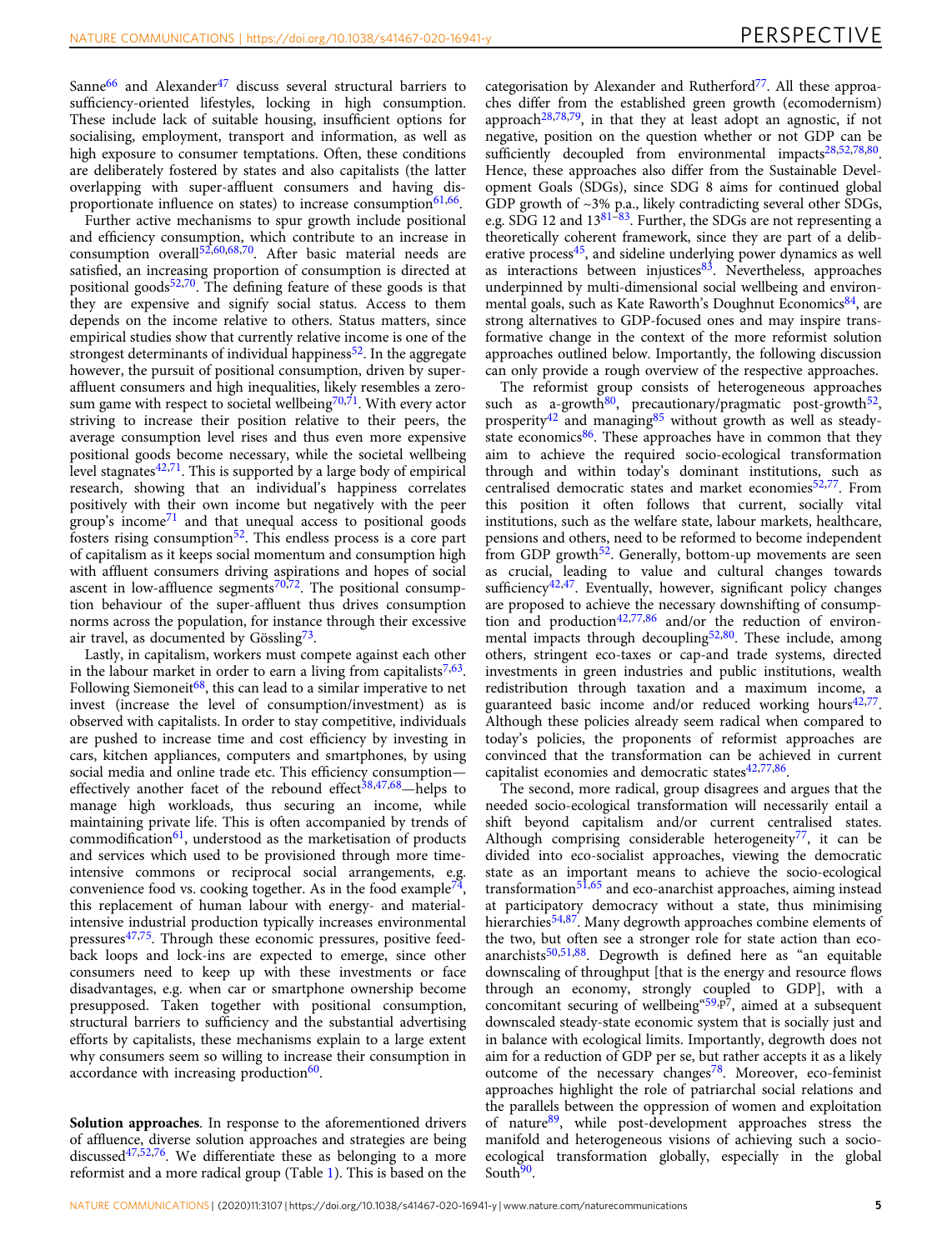Sanne[66] and Alexander[47] discuss several structural barriers to sufficiency-oriented lifestyles, locking in high consumption. These include lack of suitable housing, insufficient options for socialising, employment, transport and information, as well as high exposure to consumer temptations. Often, these conditions are deliberately fostered by states and also capitalists (the latter overlapping with super-affluent consumers and having disproportionate influence on states) to increase consumption[61,66].

Further active mechanisms to spur growth include positional and efficiency consumption, which contribute to an increase in consumption overall[52,60,68,70]. After basic material needs are satisfied, an increasing proportion of consumption is directed at positional goods[52,70]. The defining feature of these goods is that they are expensive and signify social status. Access to them depends on the income relative to others. Status matters, since empirical studies show that currently relative income is one of the strongest determinants of individual happiness[52]. In the aggregate however, the pursuit of positional consumption, driven by super-affluent consumers and high inequalities, likely resembles a zero-sum game with respect to societal wellbeing[70,71]. With every actor striving to increase their position relative to their peers, the average consumption level rises and thus even more expensive positional goods become necessary, while the societal wellbeing level stagnates[42,71]. This is supported by a large body of empirical research, showing that an individual's happiness correlates positively with their own income but negatively with the peer group's income[71] and that unequal access to positional goods fosters rising consumption[52]. This endless process is a core part of capitalism as it keeps social momentum and consumption high with affluent consumers driving aspirations and hopes of social ascent in low-affluence segments[70,72]. The positional consumption behaviour of the super-affluent thus drives consumption norms across the population, for instance through their excessive air travel, as documented by Gössling[73].

Lastly, in capitalism, workers must compete against each other in the labour market in order to earn a living from capitalists[7,63]. Following Siemoneit[68], this can lead to a similar imperative to net invest (increase the level of consumption/investment) as is observed with capitalists. In order to stay competitive, individuals are pushed to increase time and cost efficiency by investing in cars, kitchen appliances, computers and smartphones, by using social media and online trade etc. This efficiency consumption—effectively another facet of the rebound effect[38,47,68]—helps to manage high workloads, thus securing an income, while maintaining private life. This is often accompanied by trends of commodification[61], understood as the marketisation of products and services which used to be provisioned through more time-intensive commons or reciprocal social arrangements, e.g. convenience food vs. cooking together. As in the food example[74], this replacement of human labour with energy- and material-intensive industrial production typically increases environmental pressures[47,75]. Through these economic pressures, positive feedback loops and lock-ins are expected to emerge, since other consumers need to keep up with these investments or face disadvantages, e.g. when car or smartphone ownership become presupposed. Taken together with positional consumption, structural barriers to sufficiency and the substantial advertising efforts by capitalists, these mechanisms explain to a large extent why consumers seem so willing to increase their consumption in accordance with increasing production[60].

**Solution approaches**. In response to the aforementioned drivers of affluence, diverse solution approaches and strategies are being discussed[47,52,76]. We differentiate these as belonging to a more reformist and a more radical group (Table 1). This is based on the categorisation by Alexander and Rutherford[77]. All these approaches differ from the established green growth (ecomodernism) approach[28,78,79], in that they at least adopt an agnostic, if not negative, position on the question whether or not GDP can be sufficiently decoupled from environmental impacts[28,52,78,80]. Hence, these approaches also differ from the Sustainable Development Goals (SDGs), since SDG 8 aims for continued global GDP growth of ~3% p.a., likely contradicting several other SDGs, e.g. SDG 12 and 13[81–83]. Further, the SDGs are not representing a theoretically coherent framework, since they are part of a deliberative process[45], and sideline underlying power dynamics as well as interactions between injustices[83]. Nevertheless, approaches underpinned by multi-dimensional social wellbeing and environmental goals, such as Kate Raworth's Doughnut Economics[84], are strong alternatives to GDP-focused ones and may inspire transformative change in the context of the more reformist solution approaches outlined below. Importantly, the following discussion can only provide a rough overview of the respective approaches.

The reformist group consists of heterogeneous approaches such as a-growth[80], precautionary/pragmatic post-growth[52], prosperity[42] and managing[85] without growth as well as steady-state economics[86]. These approaches have in common that they aim to achieve the required socio-ecological transformation through and within today's dominant institutions, such as centralised democratic states and market economies[52,77]. From this position it often follows that current, socially vital institutions, such as the welfare state, labour markets, healthcare, pensions and others, need to be reformed to become independent from GDP growth[52]. Generally, bottom-up movements are seen as crucial, leading to value and cultural changes towards sufficiency[42,47]. Eventually, however, significant policy changes are proposed to achieve the necessary downshifting of consumption and production[42,77,86] and/or the reduction of environmental impacts through decoupling[52,80]. These include, among others, stringent eco-taxes or cap-and trade systems, directed investments in green industries and public institutions, wealth redistribution through taxation and a maximum income, a guaranteed basic income and/or reduced working hours[42,77]. Although these policies already seem radical when compared to today's policies, the proponents of reformist approaches are convinced that the transformation can be achieved in current capitalist economies and democratic states[42,77,86].

The second, more radical, group disagrees and argues that the needed socio-ecological transformation will necessarily entail a shift beyond capitalism and/or current centralised states. Although comprising considerable heterogeneity[77], it can be divided into eco-socialist approaches, viewing the democratic state as an important means to achieve the socio-ecological transformation[51,65] and eco-anarchist approaches, aiming instead at participatory democracy without a state, thus minimising hierarchies[54,87]. Many degrowth approaches combine elements of the two, but often see a stronger role for state action than eco-anarchists[50,51,88]. Degrowth is defined here as "an equitable downscaling of throughput [that is the energy and resource flows through an economy, strongly coupled to GDP], with a concomitant securing of wellbeing"[59,p7], aimed at a subsequent downscaled steady-state economic system that is socially just and in balance with ecological limits. Importantly, degrowth does not aim for a reduction of GDP per se, but rather accepts it as a likely outcome of the necessary changes[78]. Moreover, eco-feminist approaches highlight the role of patriarchal social relations and the parallels between the oppression of women and exploitation of nature[89], while post-development approaches stress the manifold and heterogeneous visions of achieving such a socio-ecological transformation globally, especially in the global South[90].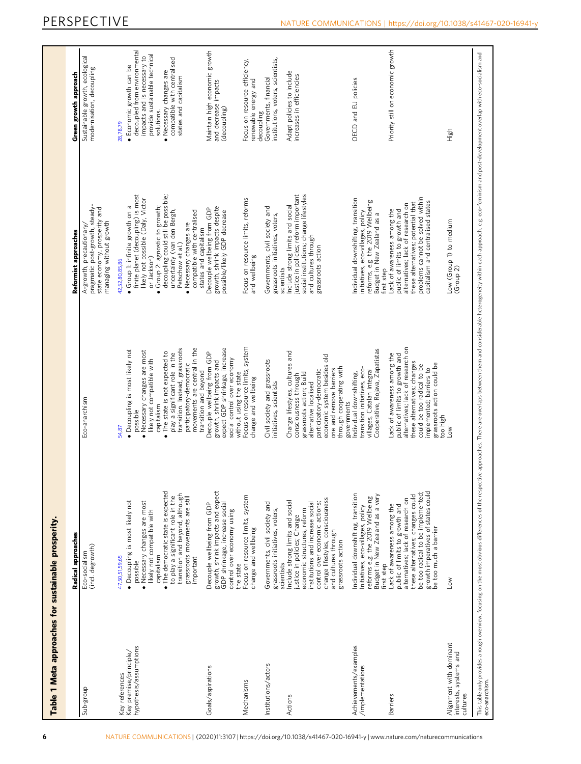**Table 1 Meta approaches for sustainable prosperity.**

| | Radical approaches | | Reformist approaches | Green growth approach |
|---|---|---|---|---|
| Sub-group | Eco-socialism (incl. degrowth) | Eco-anarchism | A-growth, precautionary/pragmatic post-growth, steady-state economy, prosperity and managing without growth | Sustainable growth, ecological modernisation, decoupling |
| Key references | 47,50,51,59,65 | 54,87 | 42,52,80,85,86 | 28,78,79 |
| Key premise/principle/hypothesis/assumptions | • Decoupling is most likely not possible<br>• Necessary changes are most likely not compatible with capitalism<br>• The democratic state is expected to play a significant role in the transition and beyond, although grassroots movements are still important | • Decoupling is most likely not possible<br>• Necessary changes are most likely not compatible with capitalism<br>• The state is not expected to play a significant role in the transition. Instead, grassroots participatory-democratic movements are central in the transition and beyond | • Group 1: infinite growth on a finite planet (decoupling) is most likely not possible (Daly, Victor or Jackson)<br>• Group 2: agnostic to growth; decoupling could still be possible; uncertainty (van den Bergh, Petschow et al.)<br>• Necessary changes are compatible with centralised states and capitalism | • Economic growth can be decoupled from environmental impacts and is necessary to provide sustainable technical solutions.<br>• Necessary changes are compatible with centralised states and capitalism |
| Goals/aspirations | Decouple wellbeing from GDP growth, shrink impacts and expect GDP shrinkage, increase social control over economy using the state | Decouple wellbeing from GDP growth, shrink impacts and expect GDP shrinkage, increase social control over economy without using the state | Decouple wellbeing from GDP growth, shrink impacts despite possible/likely GDP decrease | Maintain high economic growth and decrease impacts (decoupling) |
| Mechanisms | Focus on resource limits, system change and wellbeing | Focus on resource limits, system change and wellbeing | Focus on resource limits, reforms and wellbeing | Focus on resource efficiency, renewable energy and decoupling |
| Institutions/actors | Governments, civil society and grassroots initiatives, voters, scientists | Civil society and grassroots initiatives, scientists | Governments, civil society and grassroots initiatives, voters, scientists | Governments, financial institutions, voters, scientists, |
| Actions | Include strong limits and social justice in policies; Change economic structures, reform institutions and increase social control over economic actions; change lifestyles, consciousness and cultures through grassroots action | Change lifestyles, cultures and consciousness through grassroots action; Build alternative localised participatory-democratic economic system besides old one and remove barriers through cooperating with governments | Include strong limits and social justice in policies; reform important social institutions; change lifestyles and cultures through grassroots action | Adapt policies to include increases in efficiencies |
| Achievements/examples/implementations | Individual downshifting, transition Initiatives, eco-villages, policy reforms e.g. the 2019 Wellbeing Budget in New Zealand as a very first step | Individual downshifting, transition initiatives, eco-villages, Catalan Integral Cooperative, Rojava, Zapatistas | Individual downshifting, transition initiatives, eco-villages, policy reforms, e.g. the 2019 Wellbeing Budget in New Zealand as a first step | OECD and EU policies |
| Barriers | Lack of awareness among the public of limits to growth and alternatives; lack of research on these alternatives; changes could be too radical to be implemented; growth imperatives of states could be too much a barrier | Lack of awareness among the public of limits to growth and alternatives; lack of research on these alternatives; changes could be too radical to be implemented; barriers to grassroots action could be too high | Lack of awareness among the public of limits to growth and alternatives; lack of research on these alternatives; potential that problems cannot be solved within capitalism and centralised states | Priority still on economic growth |
| Alignment with dominant interests, systems and cultures | Low | Low | Low (Group 1) to medium (Group 2) | High |

This table only provides a rough overview, focusing on the most obvious differences of the respective approaches. There are overlaps between them and considerable heterogeneity within each approach, e.g. eco-feminism and post-development overlap with eco-socialism and eco-anarchism.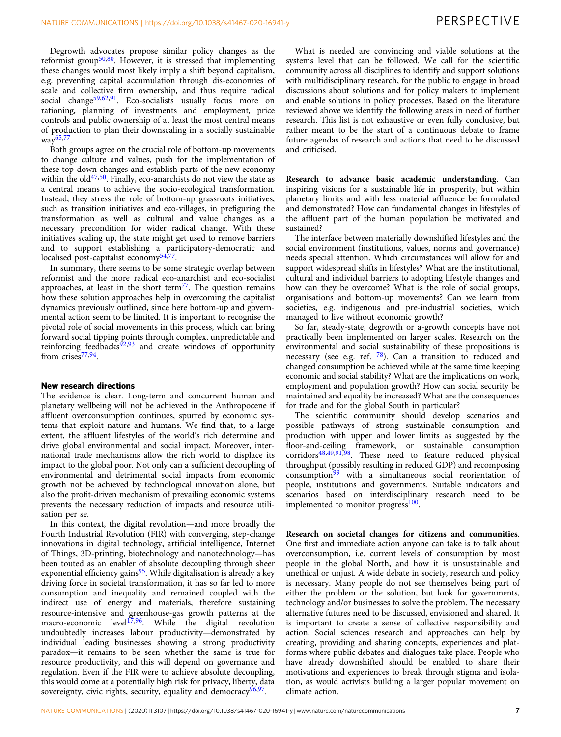Degrowth advocates propose similar policy changes as the reformist group[50,80]. However, it is stressed that implementing these changes would most likely imply a shift beyond capitalism, e.g. preventing capital accumulation through dis-economies of scale and collective firm ownership, and thus require radical social change[59,62,91]. Eco-socialists usually focus more on rationing, planning of investments and employment, price controls and public ownership of at least the most central means of production to plan their downscaling in a socially sustainable way[65,77].

Both groups agree on the crucial role of bottom-up movements to change culture and values, push for the implementation of these top-down changes and establish parts of the new economy within the old[47,50]. Finally, eco-anarchists do not view the state as a central means to achieve the socio-ecological transformation. Instead, they stress the role of bottom-up grassroots initiatives, such as transition initiatives and eco-villages, in prefiguring the transformation as well as cultural and value changes as a necessary precondition for wider radical change. With these initiatives scaling up, the state might get used to remove barriers and to support establishing a participatory-democratic and localised post-capitalist economy[54,77].

In summary, there seems to be some strategic overlap between reformist and the more radical eco-anarchist and eco-socialist approaches, at least in the short term[77]. The question remains how these solution approaches help in overcoming the capitalist dynamics previously outlined, since here bottom-up and governmental action seem to be limited. It is important to recognise the pivotal role of social movements in this process, which can bring forward social tipping points through complex, unpredictable and reinforcing feedbacks[92,93] and create windows of opportunity from crises[77,94].

## New research directions

The evidence is clear. Long-term and concurrent human and planetary wellbeing will not be achieved in the Anthropocene if affluent overconsumption continues, spurred by economic systems that exploit nature and humans. We find that, to a large extent, the affluent lifestyles of the world's rich determine and drive global environmental and social impact. Moreover, international trade mechanisms allow the rich world to displace its impact to the global poor. Not only can a sufficient decoupling of environmental and detrimental social impacts from economic growth not be achieved by technological innovation alone, but also the profit-driven mechanism of prevailing economic systems prevents the necessary reduction of impacts and resource utilisation per se.

In this context, the digital revolution—and more broadly the Fourth Industrial Revolution (FIR) with converging, step-change innovations in digital technology, artificial intelligence, Internet of Things, 3D-printing, biotechnology and nanotechnology—has been touted as an enabler of absolute decoupling through sheer exponential efficiency gains[95]. While digitalisation is already a key driving force in societal transformation, it has so far led to more consumption and inequality and remained coupled with the indirect use of energy and materials, therefore sustaining resource-intensive and greenhouse-gas growth patterns at the macro-economic level[17,96]. While the digital revolution undoubtedly increases labour productivity—demonstrated by individual leading businesses showing a strong productivity paradox—it remains to be seen whether the same is true for resource productivity, and this will depend on governance and regulation. Even if the FIR were to achieve absolute decoupling, this would come at a potentially high risk for privacy, liberty, data sovereignty, civic rights, security, equality and democracy[96,97].

What is needed are convincing and viable solutions at the systems level that can be followed. We call for the scientific community across all disciplines to identify and support solutions with multidisciplinary research, for the public to engage in broad discussions about solutions and for policy makers to implement and enable solutions in policy processes. Based on the literature reviewed above we identify the following areas in need of further research. This list is not exhaustive or even fully conclusive, but rather meant to be the start of a continuous debate to frame future agendas of research and actions that need to be discussed and criticised.

**Research to advance basic academic understanding**. Can inspiring visions for a sustainable life in prosperity, but within planetary limits and with less material affluence be formulated and demonstrated? How can fundamental changes in lifestyles of the affluent part of the human population be motivated and sustained?

The interface between materially downshifted lifestyles and the social environment (institutions, values, norms and governance) needs special attention. Which circumstances will allow for and support widespread shifts in lifestyles? What are the institutional, cultural and individual barriers to adopting lifestyle changes and how can they be overcome? What is the role of social groups, organisations and bottom-up movements? Can we learn from societies, e.g. indigenous and pre-industrial societies, which managed to live without economic growth?

So far, steady-state, degrowth or a-growth concepts have not practically been implemented on larger scales. Research on the environmental and social sustainability of these propositions is necessary (see e.g. ref. [78]). Can a transition to reduced and changed consumption be achieved while at the same time keeping economic and social stability? What are the implications on work, employment and population growth? How can social security be maintained and equality be increased? What are the consequences for trade and for the global South in particular?

The scientific community should develop scenarios and possible pathways of strong sustainable consumption and production with upper and lower limits as suggested by the floor-and-ceiling framework, or sustainable consumption corridors[48,49,91,98]. These need to feature reduced physical throughput (possibly resulting in reduced GDP) and recomposing consumption[99] with a simultaneous social reorientation of people, institutions and governments. Suitable indicators and scenarios based on interdisciplinary research need to be implemented to monitor progress[100].

**Research on societal changes for citizens and communities**. One first and immediate action anyone can take is to talk about overconsumption, i.e. current levels of consumption by most people in the global North, and how it is unsustainable and unethical or unjust. A wide debate in society, research and policy is necessary. Many people do not see themselves being part of either the problem or the solution, but look for governments, technology and/or businesses to solve the problem. The necessary alternative futures need to be discussed, envisioned and shared. It is important to create a sense of collective responsibility and action. Social sciences research and approaches can help by creating, providing and sharing concepts, experiences and platforms where public debates and dialogues take place. People who have already downshifted should be enabled to share their motivations and experiences to break through stigma and isolation, as would activists building a larger popular movement on climate action.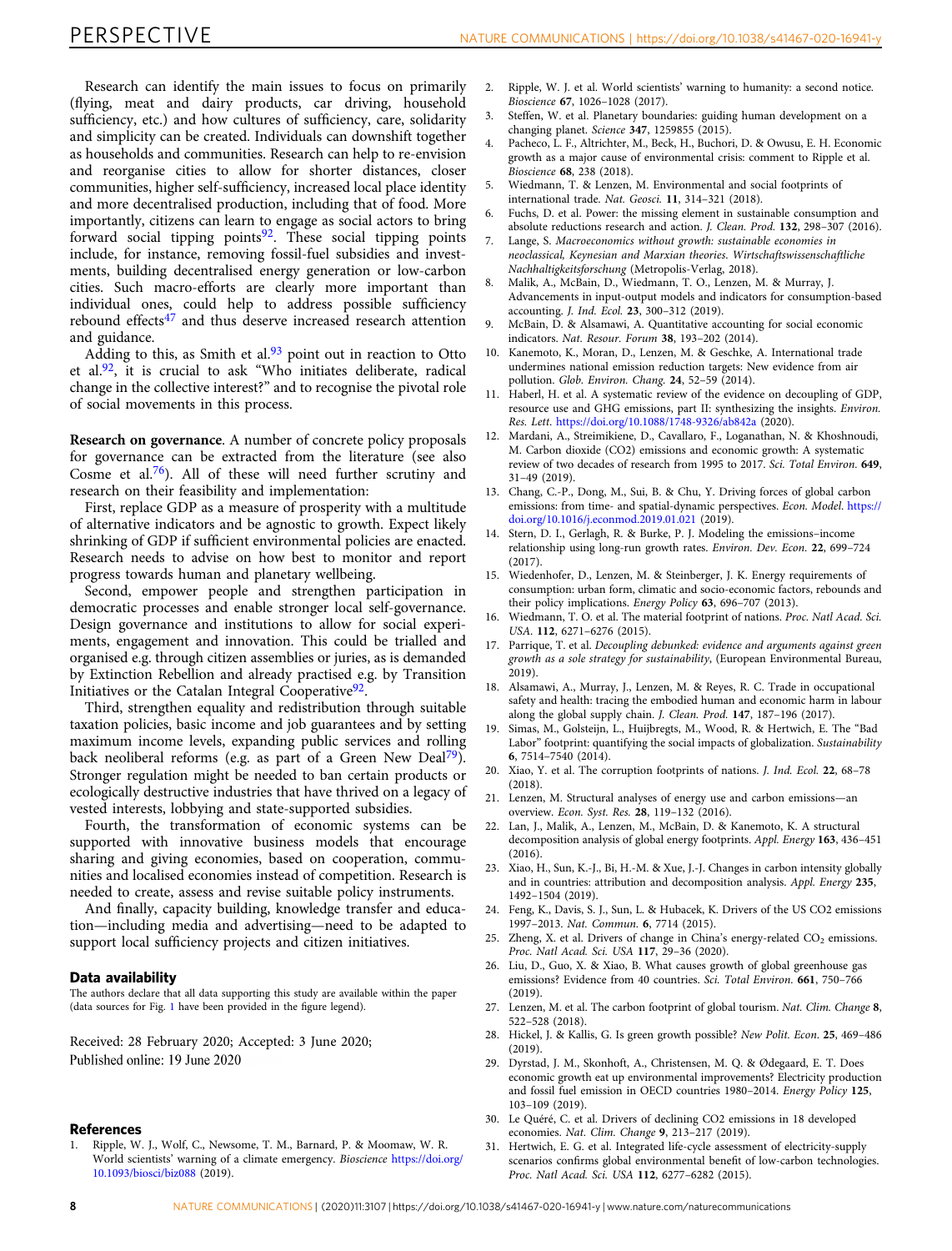Research can identify the main issues to focus on primarily (flying, meat and dairy products, car driving, household sufficiency, etc.) and how cultures of sufficiency, care, solidarity and simplicity can be created. Individuals can downshift together as households and communities. Research can help to re-envision and reorganise cities to allow for shorter distances, closer communities, higher self-sufficiency, increased local place identity and more decentralised production, including that of food. More importantly, citizens can learn to engage as social actors to bring forward social tipping points[92]. These social tipping points include, for instance, removing fossil-fuel subsidies and investments, building decentralised energy generation or low-carbon cities. Such macro-efforts are clearly more important than individual ones, could help to address possible sufficiency rebound effects[47] and thus deserve increased research attention and guidance.

Adding to this, as Smith et al.[93] point out in reaction to Otto et al.[92], it is crucial to ask "Who initiates deliberate, radical change in the collective interest?" and to recognise the pivotal role of social movements in this process.

**Research on governance**. A number of concrete policy proposals for governance can be extracted from the literature (see also Cosme et al.[76]). All of these will need further scrutiny and research on their feasibility and implementation:

First, replace GDP as a measure of prosperity with a multitude of alternative indicators and be agnostic to growth. Expect likely shrinking of GDP if sufficient environmental policies are enacted. Research needs to advise on how best to monitor and report progress towards human and planetary wellbeing.

Second, empower people and strengthen participation in democratic processes and enable stronger local self-governance. Design governance and institutions to allow for social experiments, engagement and innovation. This could be trialled and organised e.g. through citizen assemblies or juries, as is demanded by Extinction Rebellion and already practised e.g. by Transition Initiatives or the Catalan Integral Cooperative[92].

Third, strengthen equality and redistribution through suitable taxation policies, basic income and job guarantees and by setting maximum income levels, expanding public services and rolling back neoliberal reforms (e.g. as part of a Green New Deal[79]). Stronger regulation might be needed to ban certain products or ecologically destructive industries that have thrived on a legacy of vested interests, lobbying and state-supported subsidies.

Fourth, the transformation of economic systems can be supported with innovative business models that encourage sharing and giving economies, based on cooperation, communities and localised economies instead of competition. Research is needed to create, assess and revise suitable policy instruments.

And finally, capacity building, knowledge transfer and education—including media and advertising—need to be adapted to support local sufficiency projects and citizen initiatives.

### Data availability

The authors declare that all data supporting this study are available within the paper (data sources for Fig. 1 have been provided in the figure legend).

Received: 28 February 2020; Accepted: 3 June 2020;
Published online: 19 June 2020

### References

1. Ripple, W. J., Wolf, C., Newsome, T. M., Barnard, P. & Moomaw, W. R. World scientists' warning of a climate emergency. *Bioscience* https://doi.org/10.1093/biosci/biz088 (2019).
2. Ripple, W. J. et al. World scientists' warning to humanity: a second notice. *Bioscience* **67**, 1026–1028 (2017).
3. Steffen, W. et al. Planetary boundaries: guiding human development on a changing planet. *Science* **347**, 1259855 (2015).
4. Pacheco, L. F., Altrichter, M., Beck, H., Buchori, D. & Owusu, E. H. Economic growth as a major cause of environmental crisis: comment to Ripple et al. *Bioscience* **68**, 238 (2018).
5. Wiedmann, T. & Lenzen, M. Environmental and social footprints of international trade. *Nat. Geosci.* **11**, 314–321 (2018).
6. Fuchs, D. et al. Power: the missing element in sustainable consumption and absolute reductions research and action. *J. Clean. Prod.* **132**, 298–307 (2016).
7. Lange, S. *Macroeconomics without growth: sustainable economies in neoclassical, Keynesian and Marxian theories. Wirtschaftswissenschaftliche Nachhaltigkeitsforschung* (Metropolis-Verlag, 2018).
8. Malik, A., McBain, D., Wiedmann, T. O., Lenzen, M. & Murray, J. Advancements in input-output models and indicators for consumption-based accounting. *J. Ind. Ecol.* **23**, 300–312 (2019).
9. McBain, D. & Alsamawi, A. Quantitative accounting for social economic indicators. *Nat. Resour. Forum* **38**, 193–202 (2014).
10. Kanemoto, K., Moran, D., Lenzen, M. & Geschke, A. International trade undermines national emission reduction targets: New evidence from air pollution. *Glob. Environ. Chang.* **24**, 52–59 (2014).
11. Haberl, H. et al. A systematic review of the evidence on decoupling of GDP, resource use and GHG emissions, part II: synthesizing the insights. *Environ. Res. Lett.* https://doi.org/10.1088/1748-9326/ab842a (2020).
12. Mardani, A., Streimikiene, D., Cavallaro, F., Loganathan, N. & Khoshnoudi, M. Carbon dioxide (CO2) emissions and economic growth: A systematic review of two decades of research from 1995 to 2017. *Sci. Total Environ.* **649**, 31–49 (2019).
13. Chang, C.-P., Dong, M., Sui, B. & Chu, Y. Driving forces of global carbon emissions: from time- and spatial-dynamic perspectives. *Econ. Model.* https://doi.org/10.1016/j.econmod.2019.01.021 (2019).
14. Stern, D. I., Gerlagh, R. & Burke, P. J. Modeling the emissions–income relationship using long-run growth rates. *Environ. Dev. Econ.* **22**, 699–724 (2017).
15. Wiedenhofer, D., Lenzen, M. & Steinberger, J. K. Energy requirements of consumption: urban form, climatic and socio-economic factors, rebounds and their policy implications. *Energy Policy* **63**, 696–707 (2013).
16. Wiedmann, T. O. et al. The material footprint of nations. *Proc. Natl Acad. Sci. USA.* **112**, 6271–6276 (2015).
17. Parrique, T. et al. *Decoupling debunked: evidence and arguments against green growth as a sole strategy for sustainability*, (European Environmental Bureau, 2019).
18. Alsamawi, A., Murray, J., Lenzen, M. & Reyes, R. C. Trade in occupational safety and health: tracing the embodied human and economic harm in labour along the global supply chain. *J. Clean. Prod.* **147**, 187–196 (2017).
19. Simas, M., Golsteijn, L., Huijbregts, M., Wood, R. & Hertwich, E. The "Bad Labor" footprint: quantifying the social impacts of globalization. *Sustainability* **6**, 7514–7540 (2014).
20. Xiao, Y. et al. The corruption footprints of nations. *J. Ind. Ecol.* **22**, 68–78 (2018).
21. Lenzen, M. Structural analyses of energy use and carbon emissions—an overview. *Econ. Syst. Res.* **28**, 119–132 (2016).
22. Lan, J., Malik, A., Lenzen, M., McBain, D. & Kanemoto, K. A structural decomposition analysis of global energy footprints. *Appl. Energy* **163**, 436–451 (2016).
23. Xiao, H., Sun, K.-J., Bi, H.-M. & Xue, J.-J. Changes in carbon intensity globally and in countries: attribution and decomposition analysis. *Appl. Energy* **235**, 1492–1504 (2019).
24. Feng, K., Davis, S. J., Sun, L. & Hubacek, K. Drivers of the US CO2 emissions 1997–2013. *Nat. Commun.* **6**, 7714 (2015).
25. Zheng, X. et al. Drivers of change in China's energy-related $CO_2$ emissions. *Proc. Natl Acad. Sci. USA* **117**, 29–36 (2020).
26. Liu, D., Guo, X. & Xiao, B. What causes growth of global greenhouse gas emissions? Evidence from 40 countries. *Sci. Total Environ.* **661**, 750–766 (2019).
27. Lenzen, M. et al. The carbon footprint of global tourism. *Nat. Clim. Change* **8**, 522–528 (2018).
28. Hickel, J. & Kallis, G. Is green growth possible? *New Polit. Econ.* **25**, 469–486 (2019).
29. Dyrstad, J. M., Skonhoft, A., Christensen, M. Q. & Ødegaard, E. T. Does economic growth eat up environmental improvements? Electricity production and fossil fuel emission in OECD countries 1980–2014. *Energy Policy* **125**, 103–109 (2019).
30. Le Quéré, C. et al. Drivers of declining CO2 emissions in 18 developed economies. *Nat. Clim. Change* **9**, 213–217 (2019).
31. Hertwich, E. G. et al. Integrated life-cycle assessment of electricity-supply scenarios confirms global environmental benefit of low-carbon technologies. *Proc. Natl Acad. Sci. USA* **112**, 6277–6282 (2015).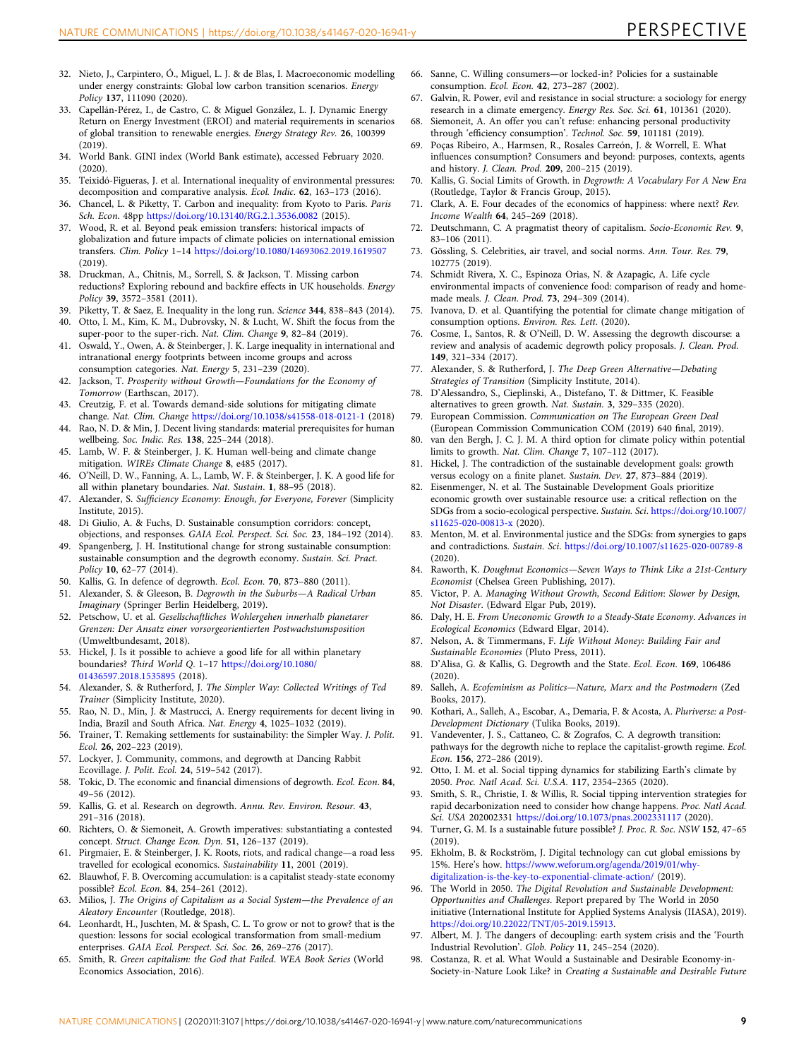32. Nieto, J., Carpintero, Ó., Miguel, L. J. & de Blas, I. Macroeconomic modelling under energy constraints: Global low carbon transition scenarios. *Energy Policy* **137**, 111090 (2020).
33. Capellán-Pérez, I., de Castro, C. & Miguel González, L. J. Dynamic Energy Return on Energy Investment (EROI) and material requirements in scenarios of global transition to renewable energies. *Energy Strategy Rev.* **26**, 100399 (2019).
34. World Bank. GINI index (World Bank estimate), accessed February 2020. (2020).
35. Teixidó-Figueras, J. et al. International inequality of environmental pressures: decomposition and comparative analysis. *Ecol. Indic.* **62**, 163–173 (2016).
36. Chancel, L. & Piketty, T. Carbon and inequality: from Kyoto to Paris. *Paris Sch. Econ.* 48pp https://doi.org/10.13140/RG.2.1.3536.0082 (2015).
37. Wood, R. et al. Beyond peak emission transfers: historical impacts of globalization and future impacts of climate policies on international emission transfers. *Clim. Policy* 1–14 https://doi.org/10.1080/14693062.2019.1619507 (2019).
38. Druckman, A., Chitnis, M., Sorrell, S. & Jackson, T. Missing carbon reductions? Exploring rebound and backfire effects in UK households. *Energy Policy* **39**, 3572–3581 (2011).
39. Piketty, T. & Saez, E. Inequality in the long run. *Science* **344**, 838–843 (2014).
40. Otto, I. M., Kim, K. M., Dubrovsky, N. & Lucht, W. Shift the focus from the super-poor to the super-rich. *Nat. Clim. Change* **9**, 82–84 (2019).
41. Oswald, Y., Owen, A. & Steinberger, J. K. Large inequality in international and intranational energy footprints between income groups and across consumption categories. *Nat. Energy* **5**, 231–239 (2020).
42. Jackson, T. *Prosperity without Growth—Foundations for the Economy of Tomorrow* (Earthscan, 2017).
43. Creutzig, F. et al. Towards demand-side solutions for mitigating climate change. *Nat. Clim. Change* https://doi.org/10.1038/s41558-018-0121-1 (2018)
44. Rao, N. D. & Min, J. Decent living standards: material prerequisites for human wellbeing. *Soc. Indic. Res.* **138**, 225–244 (2018).
45. Lamb, W. F. & Steinberger, J. K. Human well-being and climate change mitigation. *WIREs Climate Change* **8**, e485 (2017).
46. O'Neill, D. W., Fanning, A. L., Lamb, W. F. & Steinberger, J. K. A good life for all within planetary boundaries. *Nat. Sustain*. **1**, 88–95 (2018).
47. Alexander, S. *Sufficiency Economy: Enough, for Everyone, Forever* (Simplicity Institute, 2015).
48. Di Giulio, A. & Fuchs, D. Sustainable consumption corridors: concept, objections, and responses. *GAIA Ecol. Perspect. Sci. Soc.* **23**, 184–192 (2014).
49. Spangenberg, J. H. Institutional change for strong sustainable consumption: sustainable consumption and the degrowth economy. *Sustain. Sci. Pract. Policy* **10**, 62–77 (2014).
50. Kallis, G. In defence of degrowth. *Ecol. Econ.* **70**, 873–880 (2011).
51. Alexander, S. & Gleeson, B. *Degrowth in the Suburbs—A Radical Urban Imaginary* (Springer Berlin Heidelberg, 2019).
52. Petschow, U. et al. *Gesellschaftliches Wohlergehen innerhalb planetarer Grenzen: Der Ansatz einer vorsorgeorientierten Postwachstumsposition* (Umweltbundesamt, 2018).
53. Hickel, J. Is it possible to achieve a good life for all within planetary boundaries? *Third World Q.* 1–17 https://doi.org/10.1080/01436597.2018.1535895 (2018).
54. Alexander, S. & Rutherford, J. *The Simpler Way: Collected Writings of Ted Trainer* (Simplicity Institute, 2020).
55. Rao, N. D., Min, J. & Mastrucci, A. Energy requirements for decent living in India, Brazil and South Africa. *Nat. Energy* **4**, 1025–1032 (2019).
56. Trainer, T. Remaking settlements for sustainability: the Simpler Way. *J. Polit. Ecol.* **26**, 202–223 (2019).
57. Lockyer, J. Community, commons, and degrowth at Dancing Rabbit Ecovillage. *J. Polit. Ecol.* **24**, 519–542 (2017).
58. Tokic, D. The economic and financial dimensions of degrowth. *Ecol. Econ.* **84**, 49–56 (2012).
59. Kallis, G. et al. Research on degrowth. *Annu. Rev. Environ. Resour.* **43**, 291–316 (2018).
60. Richters, O. & Siemoneit, A. Growth imperatives: substantiating a contested concept. *Struct. Change Econ. Dyn.* **51**, 126–137 (2019).
61. Pirgmaier, E. & Steinberger, J. K. Roots, riots, and radical change—a road less travelled for ecological economics. *Sustainability* **11**, 2001 (2019).
62. Blauwhof, F. B. Overcoming accumulation: is a capitalist steady-state economy possible? *Ecol. Econ.* **84**, 254–261 (2012).
63. Milios, J. *The Origins of Capitalism as a Social System—the Prevalence of an Aleatory Encounter* (Routledge, 2018).
64. Leonhardt, H., Juschten, M. & Spash, C. L. To grow or not to grow? that is the question: lessons for social ecological transformation from small-medium enterprises. *GAIA Ecol. Perspect. Sci. Soc.* **26**, 269–276 (2017).
65. Smith, R. *Green capitalism: the God that Failed*. *WEA Book Series* (World Economics Association, 2016).
66. Sanne, C. Willing consumers—or locked-in? Policies for a sustainable consumption. *Ecol. Econ.* **42**, 273–287 (2002).
67. Galvin, R. Power, evil and resistance in social structure: a sociology for energy research in a climate emergency. *Energy Res. Soc. Sci.* **61**, 101361 (2020).
68. Siemoneit, A. An offer you can't refuse: enhancing personal productivity through 'efficiency consumption'. *Technol. Soc.* **59**, 101181 (2019).
69. Poças Ribeiro, A., Harmsen, R., Rosales Carreón, J. & Worrell, E. What influences consumption? Consumers and beyond: purposes, contexts, agents and history. *J. Clean. Prod.* **209**, 200–215 (2019).
70. Kallis, G. Social Limits of Growth. in *Degrowth: A Vocabulary For A New Era* (Routledge, Taylor & Francis Group, 2015).
71. Clark, A. E. Four decades of the economics of happiness: where next? *Rev. Income Wealth* **64**, 245–269 (2018).
72. Deutschmann, C. A pragmatist theory of capitalism. *Socio-Economic Rev.* **9**, 83–106 (2011).
73. Gössling, S. Celebrities, air travel, and social norms. *Ann. Tour. Res.* **79**, 102775 (2019).
74. Schmidt Rivera, X. C., Espinoza Orias, N. & Azapagic, A. Life cycle environmental impacts of convenience food: comparison of ready and home-made meals. *J. Clean. Prod.* **73**, 294–309 (2014).
75. Ivanova, D. et al. Quantifying the potential for climate change mitigation of consumption options. *Environ. Res. Lett.* (2020).
76. Cosme, I., Santos, R. & O'Neill, D. W. Assessing the degrowth discourse: a review and analysis of academic degrowth policy proposals. *J. Clean. Prod.* **149**, 321–334 (2017).
77. Alexander, S. & Rutherford, J. *The Deep Green Alternative—Debating Strategies of Transition* (Simplicity Institute, 2014).
78. D'Alessandro, S., Cieplinski, A., Distefano, T. & Dittmer, K. Feasible alternatives to green growth. *Nat. Sustain.* **3**, 329–335 (2020).
79. European Commission. *Communication on The European Green Deal* (European Commission Communication COM (2019) 640 final, 2019).
80. van den Bergh, J. C. J. M. A third option for climate policy within potential limits to growth. *Nat. Clim. Change* **7**, 107–112 (2017).
81. Hickel, J. The contradiction of the sustainable development goals: growth versus ecology on a finite planet. *Sustain. Dev.* **27**, 873–884 (2019).
82. Eisenmenger, N. et al. The Sustainable Development Goals prioritize economic growth over sustainable resource use: a critical reflection on the SDGs from a socio-ecological perspective. *Sustain. Sci*. https://doi.org/10.1007/s11625-020-00813-x (2020).
83. Menton, M. et al. Environmental justice and the SDGs: from synergies to gaps and contradictions. *Sustain. Sci*. https://doi.org/10.1007/s11625-020-00789-8 (2020).
84. Raworth, K. *Doughnut Economics—Seven Ways to Think Like a 21st-Century Economist* (Chelsea Green Publishing, 2017).
85. Victor, P. A. *Managing Without Growth, Second Edition: Slower by Design, Not Disaster*. (Edward Elgar Pub, 2019).
86. Daly, H. E. *From Uneconomic Growth to a Steady-State Economy*. *Advances in Ecological Economics* (Edward Elgar, 2014).
87. Nelson, A. & Timmermans, F. *Life Without Money: Building Fair and Sustainable Economies* (Pluto Press, 2011).
88. D'Alisa, G. & Kallis, G. Degrowth and the State. *Ecol. Econ.* **169**, 106486 (2020).
89. Salleh, A. *Ecofeminism as Politics—Nature, Marx and the Postmodern* (Zed Books, 2017).
90. Kothari, A., Salleh, A., Escobar, A., Demaria, F. & Acosta, A. *Pluriverse: a Post-Development Dictionary* (Tulika Books, 2019).
91. Vandeventer, J. S., Cattaneo, C. & Zografos, C. A degrowth transition: pathways for the degrowth niche to replace the capitalist-growth regime. *Ecol. Econ.* **156**, 272–286 (2019).
92. Otto, I. M. et al. Social tipping dynamics for stabilizing Earth's climate by 2050. *Proc. Natl Acad. Sci. U.S.A.* **117**, 2354–2365 (2020).
93. Smith, S. R., Christie, I. & Willis, R. Social tipping intervention strategies for rapid decarbonization need to consider how change happens. *Proc. Natl Acad. Sci. USA* 202002331 https://doi.org/10.1073/pnas.2002331117 (2020).
94. Turner, G. M. Is a sustainable future possible? *J. Proc. R. Soc. NSW* **152**, 47–65 (2019).
95. Ekholm, B. & Rockström, J. Digital technology can cut global emissions by 15%. Here's how. https://www.weforum.org/agenda/2019/01/why-digitalization-is-the-key-to-exponential-climate-action/ (2019).
96. The World in 2050. *The Digital Revolution and Sustainable Development: Opportunities and Challenges*. Report prepared by The World in 2050 initiative (International Institute for Applied Systems Analysis (IIASA), 2019). https://doi.org/10.22022/TNT/05-2019.15913.
97. Albert, M. J. The dangers of decoupling: earth system crisis and the 'Fourth Industrial Revolution'. *Glob. Policy* **11**, 245–254 (2020).
98. Costanza, R. et al. What Would a Sustainable and Desirable Economy-in-Society-in-Nature Look Like? in *Creating a Sustainable and Desirable Future*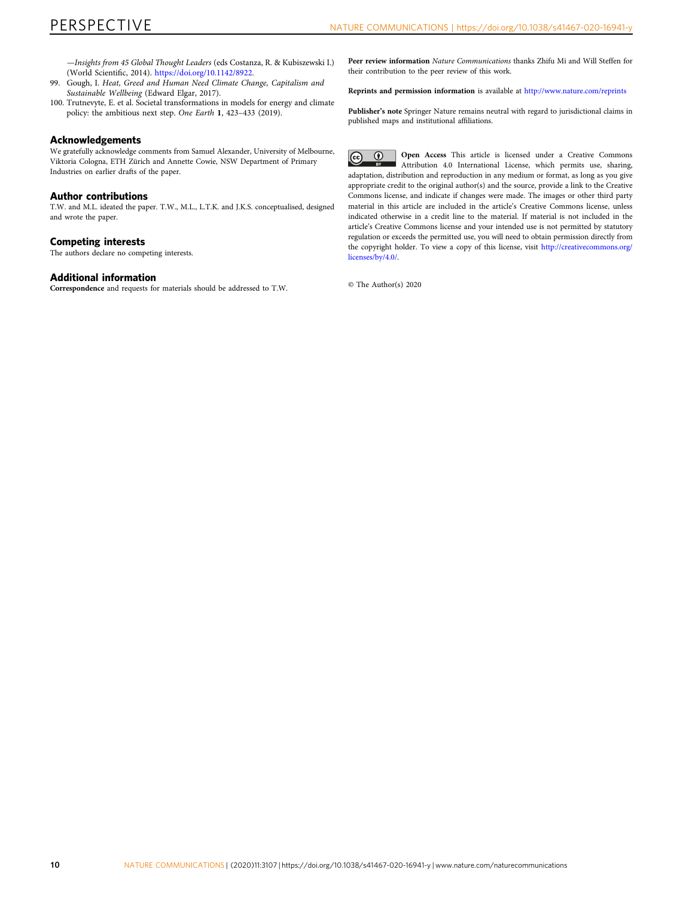—*Insights from 45 Global Thought Leaders* (eds Costanza, R. & Kubiszewski I.) (World Scientific, 2014). https://doi.org/10.1142/8922.

99. Gough, I. *Heat, Greed and Human Need Climate Change, Capitalism and Sustainable Wellbeing* (Edward Elgar, 2017).
100. Trutnevyte, E. et al. Societal transformations in models for energy and climate policy: the ambitious next step. *One Earth* **1**, 423–433 (2019).

## Acknowledgements

We gratefully acknowledge comments from Samuel Alexander, University of Melbourne, Viktoria Cologna, ETH Zürich and Annette Cowie, NSW Department of Primary Industries on earlier drafts of the paper.

## Author contributions

T.W. and M.L. ideated the paper. T.W., M.L., L.T.K. and J.K.S. conceptualised, designed and wrote the paper.

## Competing interests

The authors declare no competing interests.

## Additional information

**Correspondence** and requests for materials should be addressed to T.W.

**Peer review information** *Nature Communications* thanks Zhifu Mi and Will Steffen for their contribution to the peer review of this work.

**Reprints and permission information** is available at http://www.nature.com/reprints

**Publisher's note** Springer Nature remains neutral with regard to jurisdictional claims in published maps and institutional affiliations.

**Open Access** This article is licensed under a Creative Commons Attribution 4.0 International License, which permits use, sharing, adaptation, distribution and reproduction in any medium or format, as long as you give appropriate credit to the original author(s) and the source, provide a link to the Creative Commons license, and indicate if changes were made. The images or other third party material in this article are included in the article's Creative Commons license, unless indicated otherwise in a credit line to the material. If material is not included in the article's Creative Commons license and your intended use is not permitted by statutory regulation or exceeds the permitted use, you will need to obtain permission directly from the copyright holder. To view a copy of this license, visit http://creativecommons.org/licenses/by/4.0/.

© The Author(s) 2020